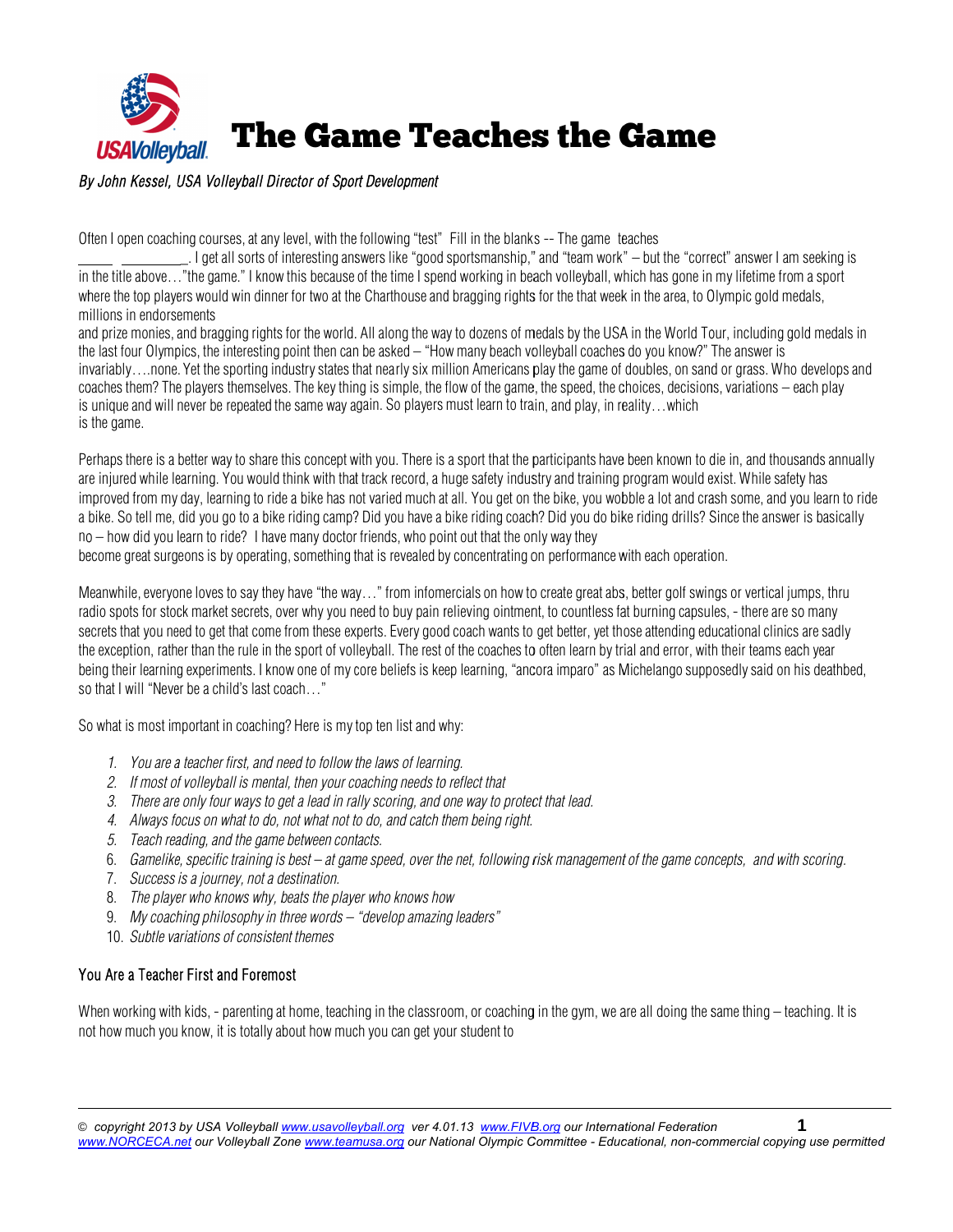# The Game Teaches the Game

*By John Kessel, USA Volleyball Director of Sport Development*

Often I open coaching courses, at any level, with the following "test" Fill in the blanks -- The game teaches _____ _________. I get all sorts of interesting answers like "good sportsmanship," and "team work" – but the "correct" answer I am seeking is in the title above…"the game." I know this because of the time I spend working in beach volleyball, which has gone in my lifetime from a sport where the top players would win dinner for two at the Charthouse and bragging rights for the that week in the area, to Olympic gold medals, millions in endorsements and prize monies, and bragging rights for the world. All along the way to dozens of medals by the USA in the World Tour, including gold medals in the last four Olympics, the interesting point then can be asked – "How many beach volleyball coaches do you know?" The answer is invariably….none. Yet the sporting industry states that nearly six million Americans play the game of doubles, on sand or grass. Who develops and coaches them? The players themselves. The key thing is simple, the flow of the game, the speed, the choices, decisions, variations – each play is unique and will never be repeated the same way again. So players must learn to train, and play, in reality…which is the game.

Perhaps there is a better way to share this concept with you. There is a sport that the participants have been known to die in, and thousands annually are injured while learning. You would think with that track record, a huge safety industry and training program would exist. While safety has improved from my day, learning to ride a bike has not varied much at all. You get on the bike, you wobble a lot and crash some, and you learn to ride a bike. So tell me, did you go to a bike riding camp? Did you have a bike riding coach? Did you do bike riding drills? Since the answer is basically no – how did you learn to ride? I have many doctor friends, who point out that the only way they become great surgeons is by operating, something that is revealed by concentrating on performance with each operation.

Meanwhile, everyone loves to say they have "the way…" from infomercials on how to create great abs, better golf swings or vertical jumps, thru radio spots for stock market secrets, over why you need to buy pain relieving ointment, to countless fat burning capsules, - there are so many secrets that you need to get that come from these experts. Every good coach wants to get better, yet those attending educational clinics are sadly the exception, rather than the rule in the sport of volleyball. The rest of the coaches to often learn by trial and error, with their teams each year being their learning experiments. I know one of my core beliefs is keep learning, "ancora imparo" as Michelango supposedly said on his deathbed, so that I will "Never be a child's last coach…"

So what is most important in coaching? Here is my top ten list and why:

1. *You are a teacher first, and need to follow the laws of learning.*
2. *If most of volleyball is mental, then your coaching needs to reflect that*
3. *There are only four ways to get a lead in rally scoring, and one way to protect that lead.*
4. *Always focus on what to do, not what not to do, and catch them being right.*
5. *Teach reading, and the game between contacts.*
6. *Gamelike, specific training is best – at game speed, over the net, following risk management of the game concepts, and with scoring.*
7. *Success is a journey, not a destination.*
8. *The player who knows why, beats the player who knows how*
9. *My coaching philosophy in three words – "develop amazing leaders"*
10. *Subtle variations of consistent themes*

## You Are a Teacher First and Foremost

When working with kids, - parenting at home, teaching in the classroom, or coaching in the gym, we are all doing the same thing – teaching. It is not how much you know, it is totally about how much you can get your student to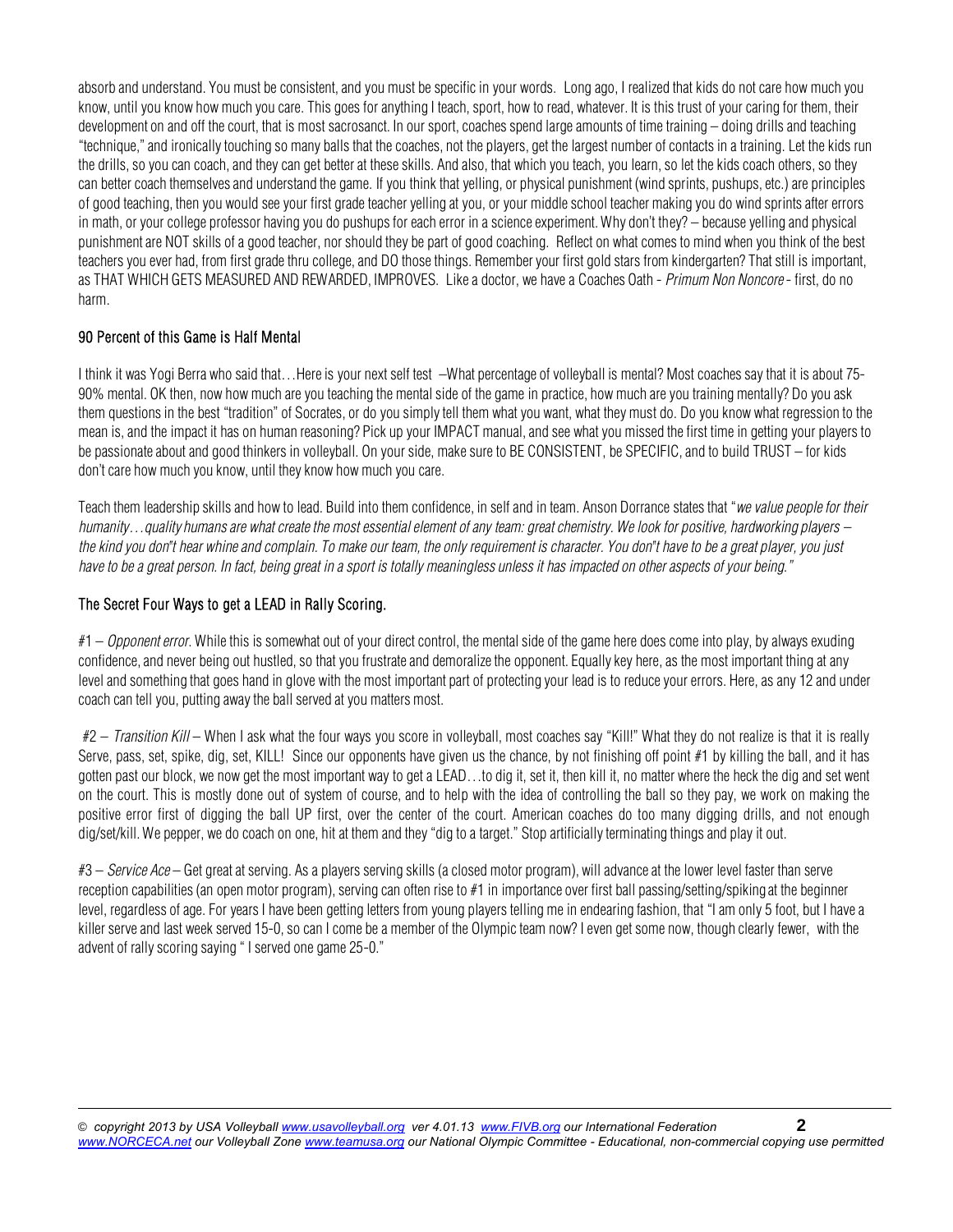absorb and understand. You must be consistent, and you must be specific in your words. Long ago, I realized that kids do not care how much you know, until you know how much you care. This goes for anything I teach, sport, how to read, whatever. It is this trust of your caring for them, their development on and off the court, that is most sacrosanct. In our sport, coaches spend large amounts of time training – doing drills and teaching "technique," and ironically touching so many balls that the coaches, not the players, get the largest number of contacts in a training. Let the kids run the drills, so you can coach, and they can get better at these skills. And also, that which you teach, you learn, so let the kids coach others, so they can better coach themselves and understand the game. If you think that yelling, or physical punishment (wind sprints, pushups, etc.) are principles of good teaching, then you would see your first grade teacher yelling at you, or your middle school teacher making you do wind sprints after errors in math, or your college professor having you do pushups for each error in a science experiment. Why don't they? – because yelling and physical punishment are NOT skills of a good teacher, nor should they be part of good coaching. Reflect on what comes to mind when you think of the best teachers you ever had, from first grade thru college, and DO those things. Remember your first gold stars from kindergarten? That still is important, as THAT WHICH GETS MEASURED AND REWARDED, IMPROVES. Like a doctor, we have a Coaches Oath - *Primum Non Noncore* - first, do no harm.

## 90 Percent of this Game is Half Mental

I think it was Yogi Berra who said that…Here is your next self test –What percentage of volleyball is mental? Most coaches say that it is about 75-90% mental. OK then, now how much are you teaching the mental side of the game in practice, how much are you training mentally? Do you ask them questions in the best "tradition" of Socrates, or do you simply tell them what you want, what they must do. Do you know what regression to the mean is, and the impact it has on human reasoning? Pick up your IMPACT manual, and see what you missed the first time in getting your players to be passionate about and good thinkers in volleyball. On your side, make sure to BE CONSISTENT, be SPECIFIC, and to build TRUST – for kids don't care how much you know, until they know how much you care.

Teach them leadership skills and how to lead. Build into them confidence, in self and in team. Anson Dorrance states that "*we value people for their humanity…quality humans are what create the most essential element of any team: great chemistry. We look for positive, hardworking players – the kind you don"t hear whine and complain. To make our team, the only requirement is character. You don"t have to be a great player, you just have to be a great person. In fact, being great in a sport is totally meaningless unless it has impacted on other aspects of your being.*"

## The Secret Four Ways to get a LEAD in Rally Scoring.

#1 – *Opponent error*. While this is somewhat out of your direct control, the mental side of the game here does come into play, by always exuding confidence, and never being out hustled, so that you frustrate and demoralize the opponent. Equally key here, as the most important thing at any level and something that goes hand in glove with the most important part of protecting your lead is to reduce your errors. Here, as any 12 and under coach can tell you, putting away the ball served at you matters most.

#2 – *Transition Kill* – When I ask what the four ways you score in volleyball, most coaches say "Kill!" What they do not realize is that it is really Serve, pass, set, spike, dig, set, KILL! Since our opponents have given us the chance, by not finishing off point #1 by killing the ball, and it has gotten past our block, we now get the most important way to get a LEAD…to dig it, set it, then kill it, no matter where the heck the dig and set went on the court. This is mostly done out of system of course, and to help with the idea of controlling the ball so they pay, we work on making the positive error first of digging the ball UP first, over the center of the court. American coaches do too many digging drills, and not enough dig/set/kill. We pepper, we do coach on one, hit at them and they "dig to a target." Stop artificially terminating things and play it out.

#3 – *Service Ace* – Get great at serving. As a players serving skills (a closed motor program), will advance at the lower level faster than serve reception capabilities (an open motor program), serving can often rise to #1 in importance over first ball passing/setting/spiking at the beginner level, regardless of age. For years I have been getting letters from young players telling me in endearing fashion, that "I am only 5 foot, but I have a killer serve and last week served 15-0, so can I come be a member of the Olympic team now? I even get some now, though clearly fewer, with the advent of rally scoring saying " I served one game 25-0."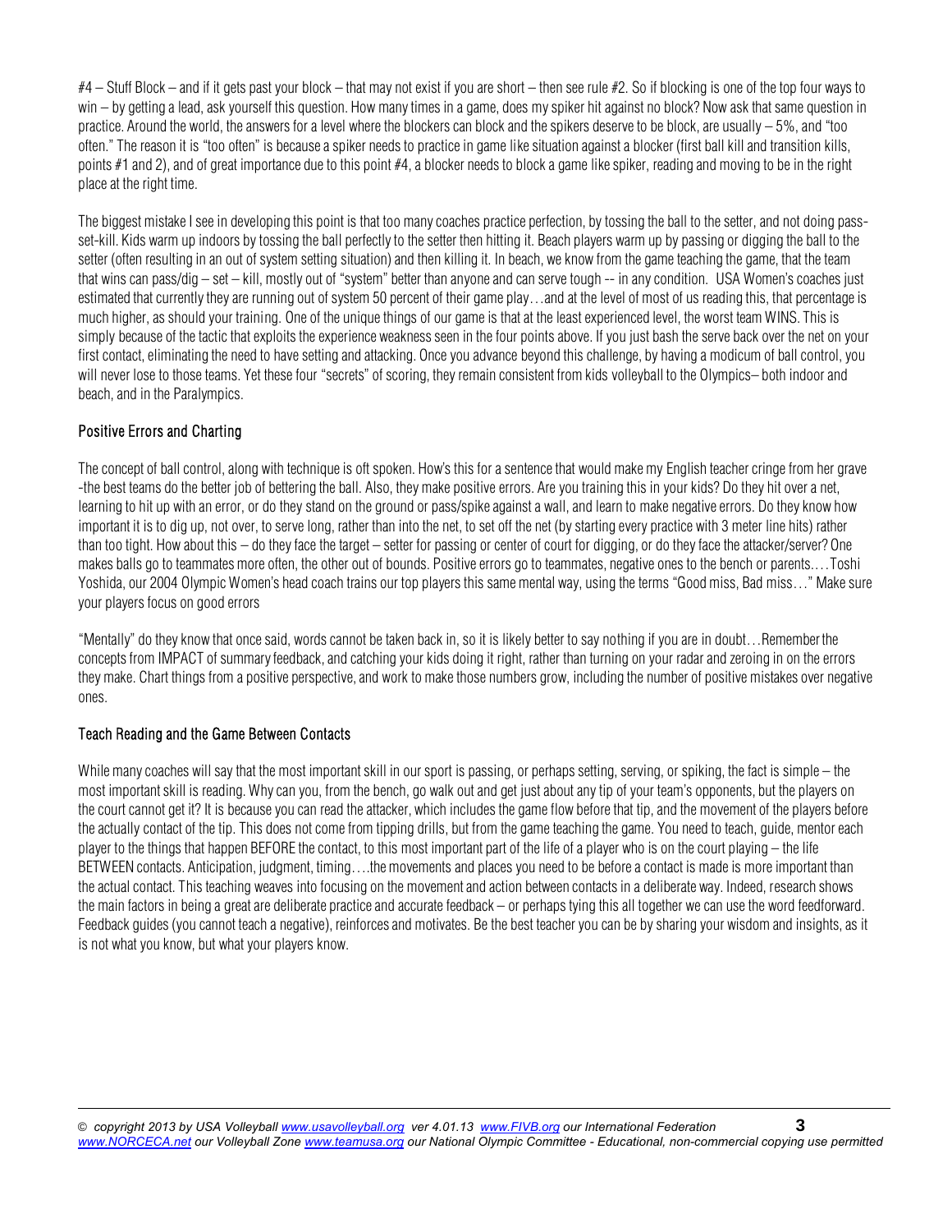#4 – Stuff Block – and if it gets past your block – that may not exist if you are short – then see rule #2. So if blocking is one of the top four ways to win – by getting a lead, ask yourself this question. How many times in a game, does my spiker hit against no block? Now ask that same question in practice. Around the world, the answers for a level where the blockers can block and the spikers deserve to be block, are usually – 5%, and "too often." The reason it is "too often" is because a spiker needs to practice in game like situation against a blocker (first ball kill and transition kills, points #1 and 2), and of great importance due to this point #4, a blocker needs to block a game like spiker, reading and moving to be in the right place at the right time.

The biggest mistake I see in developing this point is that too many coaches practice perfection, by tossing the ball to the setter, and not doing pass-set-kill. Kids warm up indoors by tossing the ball perfectly to the setter then hitting it. Beach players warm up by passing or digging the ball to the setter (often resulting in an out of system setting situation) and then killing it. In beach, we know from the game teaching the game, that the team that wins can pass/dig – set – kill, mostly out of "system" better than anyone and can serve tough -- in any condition. USA Women's coaches just estimated that currently they are running out of system 50 percent of their game play…and at the level of most of us reading this, that percentage is much higher, as should your training. One of the unique things of our game is that at the least experienced level, the worst team WINS. This is simply because of the tactic that exploits the experience weakness seen in the four points above. If you just bash the serve back over the net on your first contact, eliminating the need to have setting and attacking. Once you advance beyond this challenge, by having a modicum of ball control, you will never lose to those teams. Yet these four "secrets" of scoring, they remain consistent from kids volleyball to the Olympics– both indoor and beach, and in the Paralympics.

### Positive Errors and Charting

The concept of ball control, along with technique is oft spoken. How's this for a sentence that would make my English teacher cringe from her grave -the best teams do the better job of bettering the ball. Also, they make positive errors. Are you training this in your kids? Do they hit over a net, learning to hit up with an error, or do they stand on the ground or pass/spike against a wall, and learn to make negative errors. Do they know how important it is to dig up, not over, to serve long, rather than into the net, to set off the net (by starting every practice with 3 meter line hits) rather than too tight. How about this – do they face the target – setter for passing or center of court for digging, or do they face the attacker/server? One makes balls go to teammates more often, the other out of bounds. Positive errors go to teammates, negative ones to the bench or parents….Toshi Yoshida, our 2004 Olympic Women's head coach trains our top players this same mental way, using the terms "Good miss, Bad miss…" Make sure your players focus on good errors

"Mentally" do they know that once said, words cannot be taken back in, so it is likely better to say nothing if you are in doubt…Remember the concepts from IMPACT of summary feedback, and catching your kids doing it right, rather than turning on your radar and zeroing in on the errors they make. Chart things from a positive perspective, and work to make those numbers grow, including the number of positive mistakes over negative ones.

### Teach Reading and the Game Between Contacts

While many coaches will say that the most important skill in our sport is passing, or perhaps setting, serving, or spiking, the fact is simple – the most important skill is reading. Why can you, from the bench, go walk out and get just about any tip of your team's opponents, but the players on the court cannot get it? It is because you can read the attacker, which includes the game flow before that tip, and the movement of the players before the actually contact of the tip. This does not come from tipping drills, but from the game teaching the game. You need to teach, guide, mentor each player to the things that happen BEFORE the contact, to this most important part of the life of a player who is on the court playing – the life BETWEEN contacts. Anticipation, judgment, timing….the movements and places you need to be before a contact is made is more important than the actual contact. This teaching weaves into focusing on the movement and action between contacts in a deliberate way. Indeed, research shows the main factors in being a great are deliberate practice and accurate feedback – or perhaps tying this all together we can use the word feedforward. Feedback guides (you cannot teach a negative), reinforces and motivates. Be the best teacher you can be by sharing your wisdom and insights, as it is not what you know, but what your players know.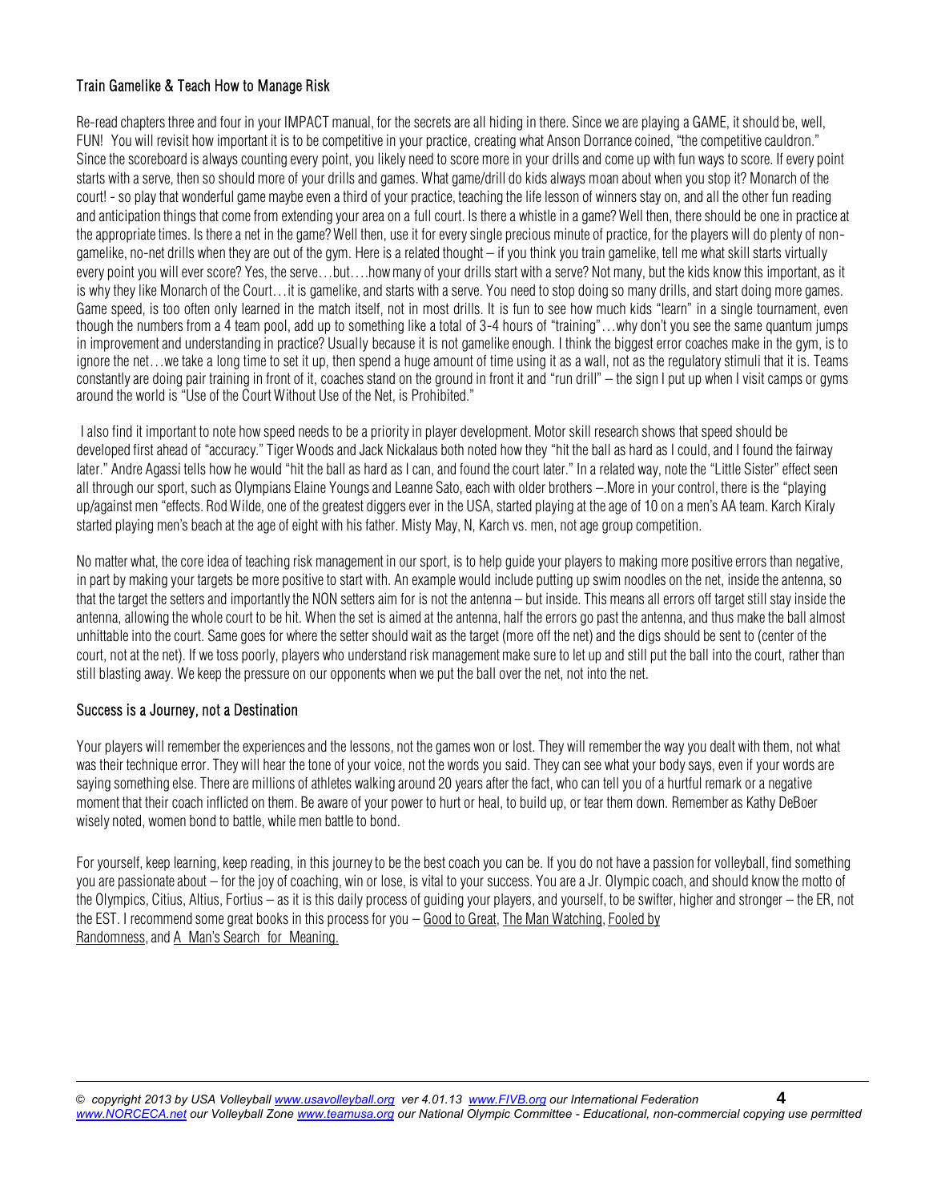## Train Gamelike & Teach How to Manage Risk

Re-read chapters three and four in your IMPACT manual, for the secrets are all hiding in there. Since we are playing a GAME, it should be, well, FUN! You will revisit how important it is to be competitive in your practice, creating what Anson Dorrance coined, "the competitive cauldron." Since the scoreboard is always counting every point, you likely need to score more in your drills and come up with fun ways to score. If every point starts with a serve, then so should more of your drills and games. What game/drill do kids always moan about when you stop it? Monarch of the court! - so play that wonderful game maybe even a third of your practice, teaching the life lesson of winners stay on, and all the other fun reading and anticipation things that come from extending your area on a full court. Is there a whistle in a game? Well then, there should be one in practice at the appropriate times. Is there a net in the game? Well then, use it for every single precious minute of practice, for the players will do plenty of non-gamelike, no-net drills when they are out of the gym. Here is a related thought – if you think you train gamelike, tell me what skill starts virtually every point you will ever score? Yes, the serve…but….how many of your drills start with a serve? Not many, but the kids know this important, as it is why they like Monarch of the Court…it is gamelike, and starts with a serve. You need to stop doing so many drills, and start doing more games. Game speed, is too often only learned in the match itself, not in most drills. It is fun to see how much kids "learn" in a single tournament, even though the numbers from a 4 team pool, add up to something like a total of 3-4 hours of "training"…why don't you see the same quantum jumps in improvement and understanding in practice? Usually because it is not gamelike enough. I think the biggest error coaches make in the gym, is to ignore the net…we take a long time to set it up, then spend a huge amount of time using it as a wall, not as the regulatory stimuli that it is. Teams constantly are doing pair training in front of it, coaches stand on the ground in front it and "run drill" – the sign I put up when I visit camps or gyms around the world is "Use of the Court Without Use of the Net, is Prohibited."

I also find it important to note how speed needs to be a priority in player development. Motor skill research shows that speed should be developed first ahead of "accuracy." Tiger Woods and Jack Nickalaus both noted how they "hit the ball as hard as I could, and I found the fairway later." Andre Agassi tells how he would "hit the ball as hard as I can, and found the court later." In a related way, note the "Little Sister" effect seen all through our sport, such as Olympians Elaine Youngs and Leanne Sato, each with older brothers –.More in your control, there is the "playing up/against men "effects. Rod Wilde, one of the greatest diggers ever in the USA, started playing at the age of 10 on a men's AA team. Karch Kiraly started playing men's beach at the age of eight with his father. Misty May, N, Karch vs. men, not age group competition.

No matter what, the core idea of teaching risk management in our sport, is to help guide your players to making more positive errors than negative, in part by making your targets be more positive to start with. An example would include putting up swim noodles on the net, inside the antenna, so that the target the setters and importantly the NON setters aim for is not the antenna – but inside. This means all errors off target still stay inside the antenna, allowing the whole court to be hit. When the set is aimed at the antenna, half the errors go past the antenna, and thus make the ball almost unhittable into the court. Same goes for where the setter should wait as the target (more off the net) and the digs should be sent to (center of the court, not at the net). If we toss poorly, players who understand risk management make sure to let up and still put the ball into the court, rather than still blasting away. We keep the pressure on our opponents when we put the ball over the net, not into the net.

## Success is a Journey, not a Destination

Your players will remember the experiences and the lessons, not the games won or lost. They will remember the way you dealt with them, not what was their technique error. They will hear the tone of your voice, not the words you said. They can see what your body says, even if your words are saying something else. There are millions of athletes walking around 20 years after the fact, who can tell you of a hurtful remark or a negative moment that their coach inflicted on them. Be aware of your power to hurt or heal, to build up, or tear them down. Remember as Kathy DeBoer wisely noted, women bond to battle, while men battle to bond.

For yourself, keep learning, keep reading, in this journey to be the best coach you can be. If you do not have a passion for volleyball, find something you are passionate about – for the joy of coaching, win or lose, is vital to your success. You are a Jr. Olympic coach, and should know the motto of the Olympics, Citius, Altius, Fortius – as it is this daily process of guiding your players, and yourself, to be swifter, higher and stronger – the ER, not the EST. I recommend some great books in this process for you – Good to Great, The Man Watching, Fooled by Randomness, and A Man's Search for Meaning.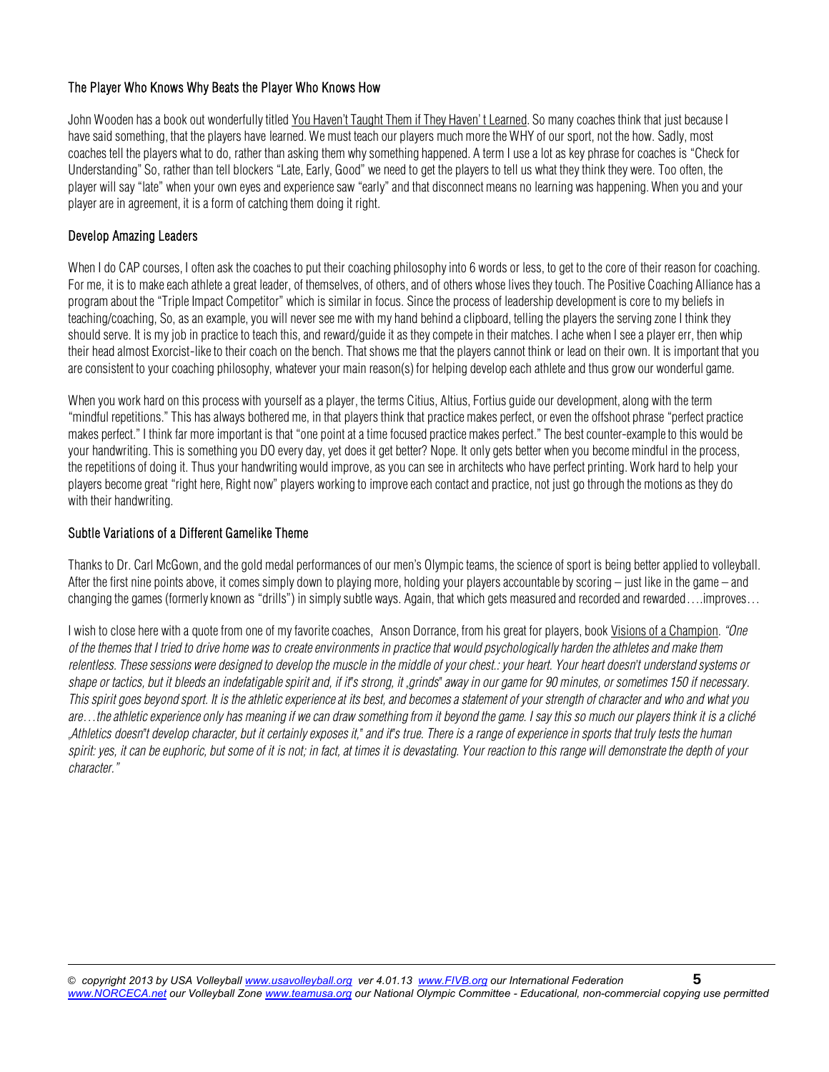### The Player Who Knows Why Beats the Player Who Knows How

John Wooden has a book out wonderfully titled You Haven't Taught Them if They Haven' t Learned. So many coaches think that just because I have said something, that the players have learned. We must teach our players much more the WHY of our sport, not the how. Sadly, most coaches tell the players what to do, rather than asking them why something happened. A term I use a lot as key phrase for coaches is "Check for Understanding" So, rather than tell blockers "Late, Early, Good" we need to get the players to tell us what they think they were. Too often, the player will say "late" when your own eyes and experience saw "early" and that disconnect means no learning was happening. When you and your player are in agreement, it is a form of catching them doing it right.

### Develop Amazing Leaders

When I do CAP courses, I often ask the coaches to put their coaching philosophy into 6 words or less, to get to the core of their reason for coaching. For me, it is to make each athlete a great leader, of themselves, of others, and of others whose lives they touch. The Positive Coaching Alliance has a program about the "Triple Impact Competitor" which is similar in focus. Since the process of leadership development is core to my beliefs in teaching/coaching, So, as an example, you will never see me with my hand behind a clipboard, telling the players the serving zone I think they should serve. It is my job in practice to teach this, and reward/guide it as they compete in their matches. I ache when I see a player err, then whip their head almost Exorcist-like to their coach on the bench. That shows me that the players cannot think or lead on their own. It is important that you are consistent to your coaching philosophy, whatever your main reason(s) for helping develop each athlete and thus grow our wonderful game.

When you work hard on this process with yourself as a player, the terms Citius, Altius, Fortius guide our development, along with the term "mindful repetitions." This has always bothered me, in that players think that practice makes perfect, or even the offshoot phrase "perfect practice makes perfect." I think far more important is that "one point at a time focused practice makes perfect." The best counter-example to this would be your handwriting. This is something you DO every day, yet does it get better? Nope. It only gets better when you become mindful in the process, the repetitions of doing it. Thus your handwriting would improve, as you can see in architects who have perfect printing. Work hard to help your players become great "right here, Right now" players working to improve each contact and practice, not just go through the motions as they do with their handwriting.

### Subtle Variations of a Different Gamelike Theme

Thanks to Dr. Carl McGown, and the gold medal performances of our men's Olympic teams, the science of sport is being better applied to volleyball. After the first nine points above, it comes simply down to playing more, holding your players accountable by scoring – just like in the game – and changing the games (formerly known as "drills") in simply subtle ways. Again, that which gets measured and recorded and rewarded….improves…

I wish to close here with a quote from one of my favorite coaches, Anson Dorrance, from his great for players, book Visions of a Champion. *"One of the themes that I tried to drive home was to create environments in practice that would psychologically harden the athletes and make them relentless. These sessions were designed to develop the muscle in the middle of your chest.: your heart. Your heart doesn't understand systems or shape or tactics, but it bleeds an indefatigable spirit and, if it"s strong, it „grinds" away in our game for 90 minutes, or sometimes 150 if necessary. This spirit goes beyond sport. It is the athletic experience at its best, and becomes a statement of your strength of character and who and what you are…the athletic experience only has meaning if we can draw something from it beyond the game. I say this so much our players think it is a cliché „Athletics doesn"t develop character, but it certainly exposes it," and it"s true. There is a range of experience in sports that truly tests the human spirit: yes, it can be euphoric, but some of it is not; in fact, at times it is devastating. Your reaction to this range will demonstrate the depth of your character."*

*© copyright 2013 by USA Volleyball www.usavolleyball.org ver 4.01.13 www.FIVB.org our International Federation www.NORCECA.net our Volleyball Zone www.teamusa.org our National Olympic Committee - Educational, non-commercial copying use permitted*